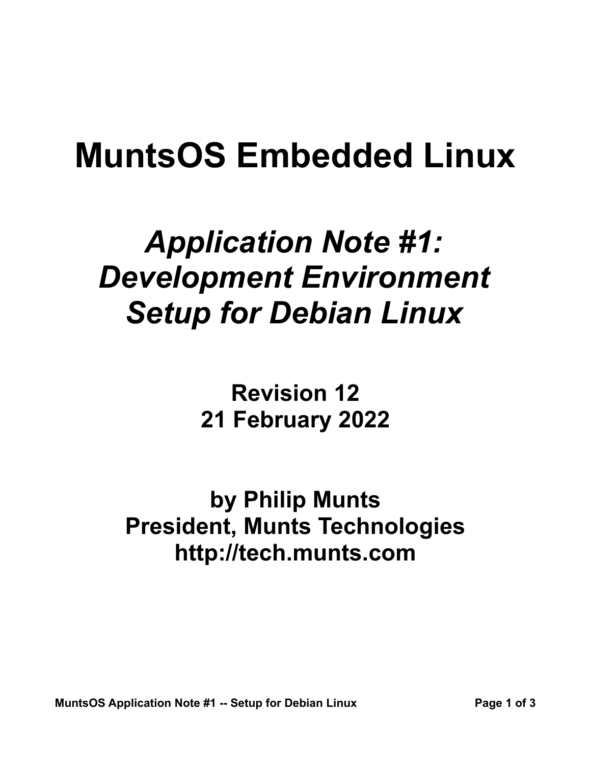# MuntsOS Embedded Linux

## *Application Note #1: Development Environment Setup for Debian Linux*

**Revision 12**
**21 February 2022**

**by Philip Munts**
**President, Munts Technologies**
**http://tech.munts.com**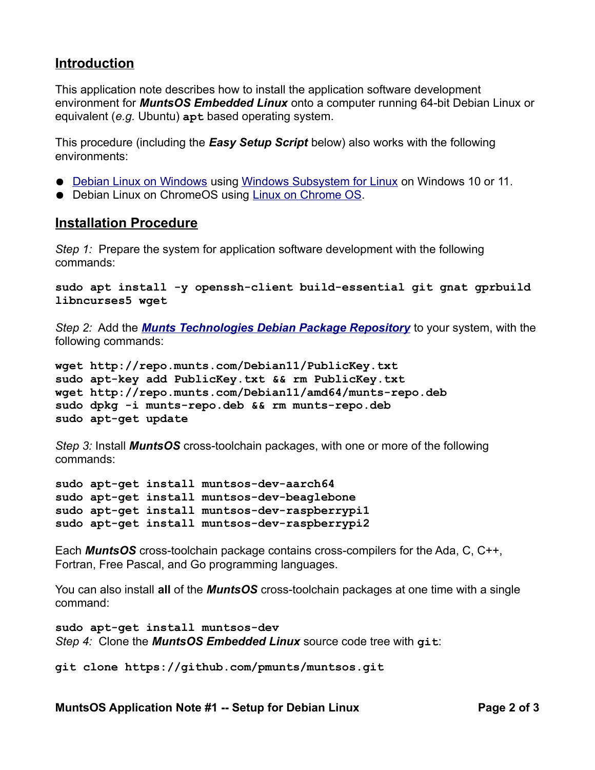## Introduction

This application note describes how to install the application software development environment for ***MuntsOS Embedded Linux*** onto a computer running 64-bit Debian Linux or equivalent (*e.g.* Ubuntu) **`apt`** based operating system.

This procedure (including the ***Easy Setup Script*** below) also works with the following environments:

- [Debian Linux on Windows]() using [Windows Subsystem for Linux]() on Windows 10 or 11.
- Debian Linux on ChromeOS using [Linux on Chrome OS]().

## Installation Procedure

*Step 1:* Prepare the system for application software development with the following commands:

```
sudo apt install -y openssh-client build-essential git gnat gprbuild libncurses5 wget
```

*Step 2:* Add the ***[Munts Technologies Debian Package Repository]()*** to your system, with the following commands:

```
wget http://repo.munts.com/Debian11/PublicKey.txt
sudo apt-key add PublicKey.txt && rm PublicKey.txt
wget http://repo.munts.com/Debian11/amd64/munts-repo.deb
sudo dpkg -i munts-repo.deb && rm munts-repo.deb
sudo apt-get update
```

*Step 3:* Install ***MuntsOS*** cross-toolchain packages, with one or more of the following commands:

```
sudo apt-get install muntsos-dev-aarch64
sudo apt-get install muntsos-dev-beaglebone
sudo apt-get install muntsos-dev-raspberrypi1
sudo apt-get install muntsos-dev-raspberrypi2
```

Each ***MuntsOS*** cross-toolchain package contains cross-compilers for the Ada, C, C++, Fortran, Free Pascal, and Go programming languages.

You can also install **all** of the ***MuntsOS*** cross-toolchain packages at one time with a single command:

```
sudo apt-get install muntsos-dev
```

*Step 4:* Clone the ***MuntsOS Embedded Linux*** source code tree with **`git`**:

```
git clone https://github.com/pmunts/muntsos.git
```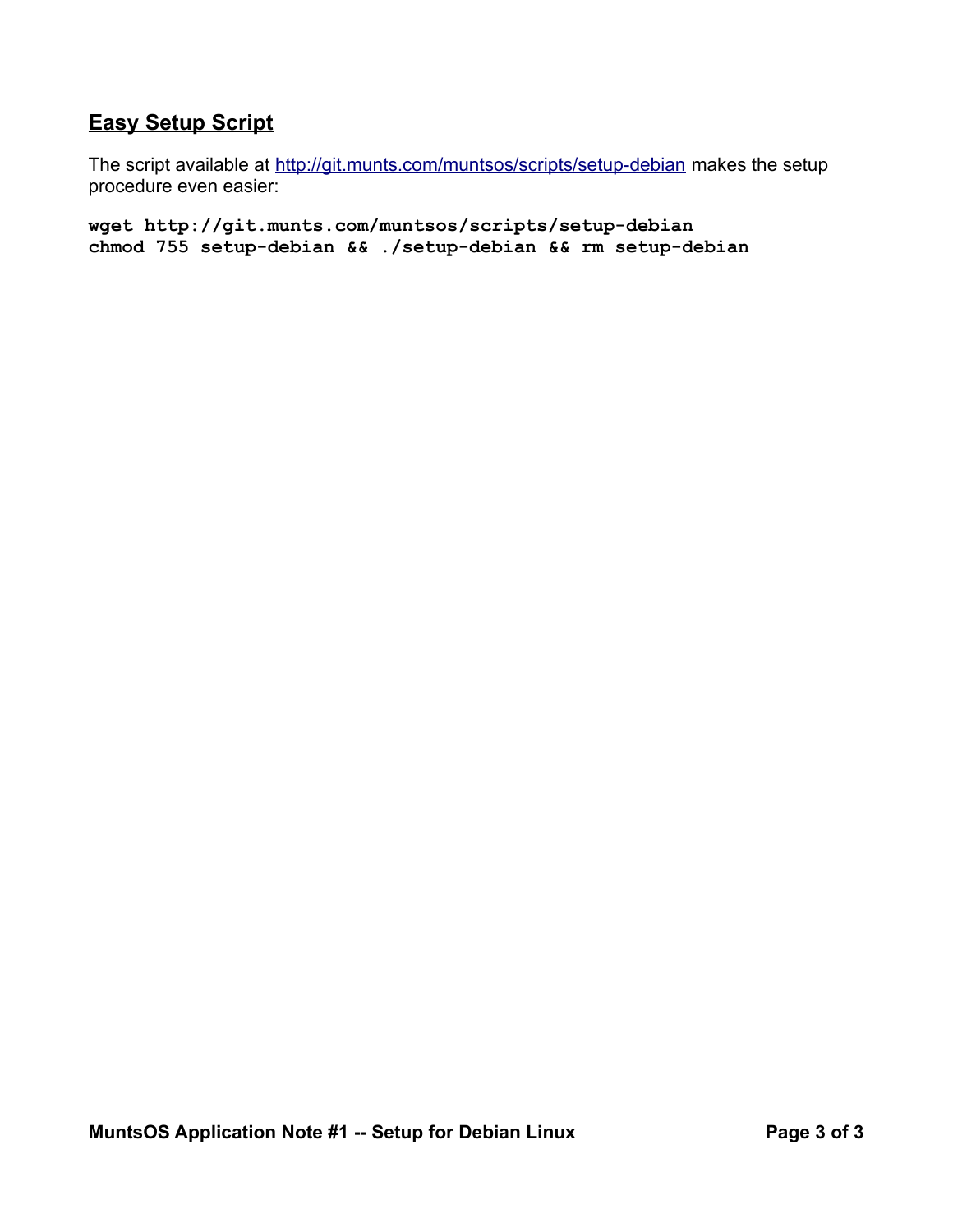## Easy Setup Script

The script available at http://git.munts.com/muntsos/scripts/setup-debian makes the setup procedure even easier:

```
wget http://git.munts.com/muntsos/scripts/setup-debian
chmod 755 setup-debian && ./setup-debian && rm setup-debian
```